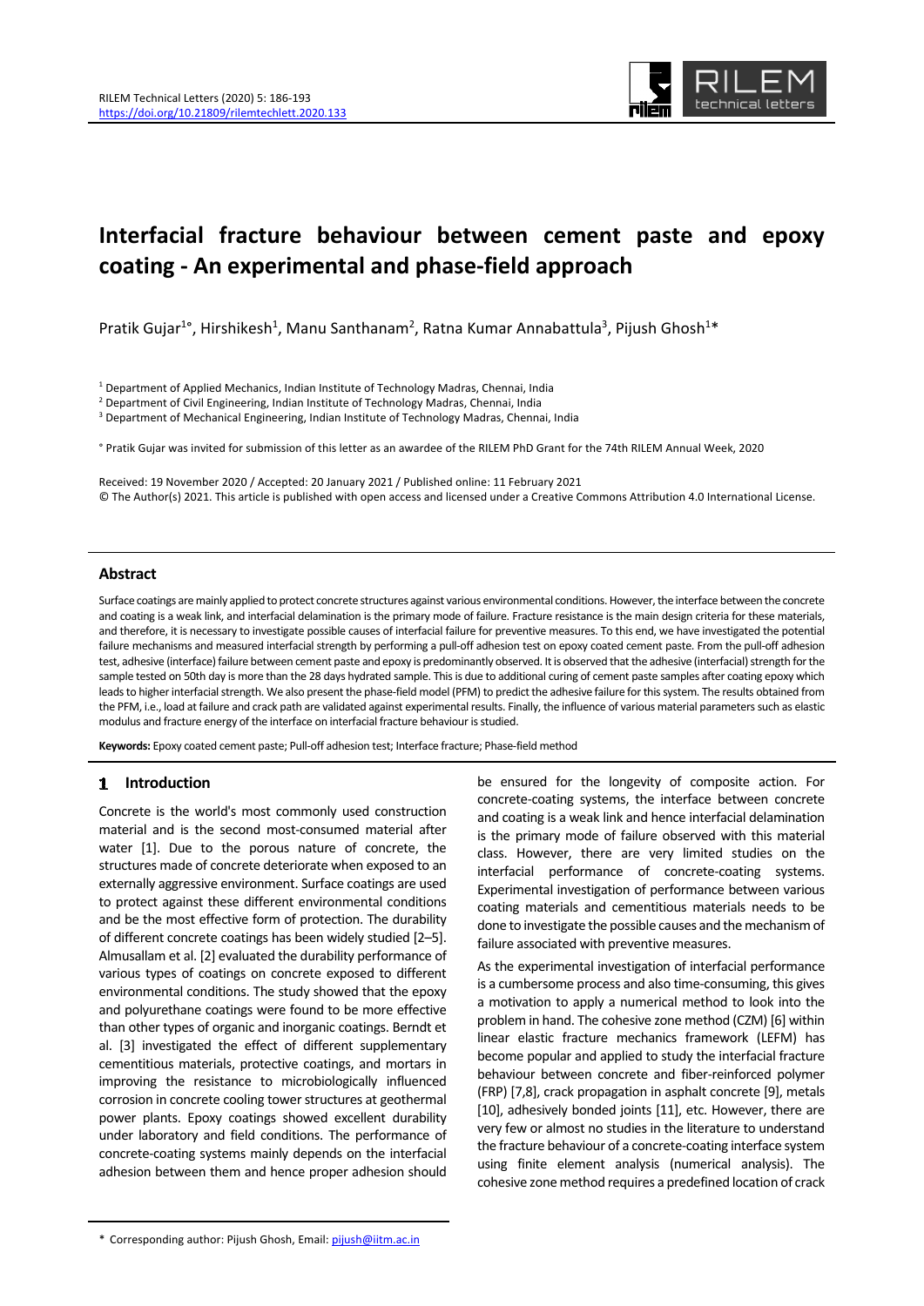# Interfacial fracture behaviour between cement paste and epoxy coating - An experimental and phase-field approach

Pratik Gujar[1°], Hirshikesh[1], Manu Santhanam[2], Ratna Kumar Annabattula[3], Pijush Ghosh[1*]

[1] Department of Applied Mechanics, Indian Institute of Technology Madras, Chennai, India
[2] Department of Civil Engineering, Indian Institute of Technology Madras, Chennai, India
[3] Department of Mechanical Engineering, Indian Institute of Technology Madras, Chennai, India

° Pratik Gujar was invited for submission of this letter as an awardee of the RILEM PhD Grant for the 74th RILEM Annual Week, 2020

Received: 19 November 2020 / Accepted: 20 January 2021 / Published online: 11 February 2021
© The Author(s) 2021. This article is published with open access and licensed under a Creative Commons Attribution 4.0 International License.

## Abstract

Surface coatings are mainly applied to protect concrete structures against various environmental conditions. However, the interface between the concrete and coating is a weak link, and interfacial delamination is the primary mode of failure. Fracture resistance is the main design criteria for these materials, and therefore, it is necessary to investigate possible causes of interfacial failure for preventive measures. To this end, we have investigated the potential failure mechanisms and measured interfacial strength by performing a pull-off adhesion test on epoxy coated cement paste. From the pull-off adhesion test, adhesive (interface) failure between cement paste and epoxy is predominantly observed. It is observed that the adhesive (interfacial) strength for the sample tested on 50th day is more than the 28 days hydrated sample. This is due to additional curing of cement paste samples after coating epoxy which leads to higher interfacial strength. We also present the phase-field model (PFM) to predict the adhesive failure for this system. The results obtained from the PFM, i.e., load at failure and crack path are validated against experimental results. Finally, the influence of various material parameters such as elastic modulus and fracture energy of the interface on interfacial fracture behaviour is studied.

**Keywords:** Epoxy coated cement paste; Pull-off adhesion test; Interface fracture; Phase-field method

## 1 Introduction

Concrete is the world's most commonly used construction material and is the second most-consumed material after water [1]. Due to the porous nature of concrete, the structures made of concrete deteriorate when exposed to an externally aggressive environment. Surface coatings are used to protect against these different environmental conditions and be the most effective form of protection. The durability of different concrete coatings has been widely studied [2–5]. Almusallam et al. [2] evaluated the durability performance of various types of coatings on concrete exposed to different environmental conditions. The study showed that the epoxy and polyurethane coatings were found to be more effective than other types of organic and inorganic coatings. Berndt et al. [3] investigated the effect of different supplementary cementitious materials, protective coatings, and mortars in improving the resistance to microbiologically influenced corrosion in concrete cooling tower structures at geothermal power plants. Epoxy coatings showed excellent durability under laboratory and field conditions. The performance of concrete-coating systems mainly depends on the interfacial adhesion between them and hence proper adhesion should be ensured for the longevity of composite action. For concrete-coating systems, the interface between concrete and coating is a weak link and hence interfacial delamination is the primary mode of failure observed with this material class. However, there are very limited studies on the interfacial performance of concrete-coating systems. Experimental investigation of performance between various coating materials and cementitious materials needs to be done to investigate the possible causes and the mechanism of failure associated with preventive measures.

As the experimental investigation of interfacial performance is a cumbersome process and also time-consuming, this gives a motivation to apply a numerical method to look into the problem in hand. The cohesive zone method (CZM) [6] within linear elastic fracture mechanics framework (LEFM) has become popular and applied to study the interfacial fracture behaviour between concrete and fiber-reinforced polymer (FRP) [7,8], crack propagation in asphalt concrete [9], metals [10], adhesively bonded joints [11], etc. However, there are very few or almost no studies in the literature to understand the fracture behaviour of a concrete-coating interface system using finite element analysis (numerical analysis). The cohesive zone method requires a predefined location of crack

* Corresponding author: Pijush Ghosh, Email: pijush@iitm.ac.in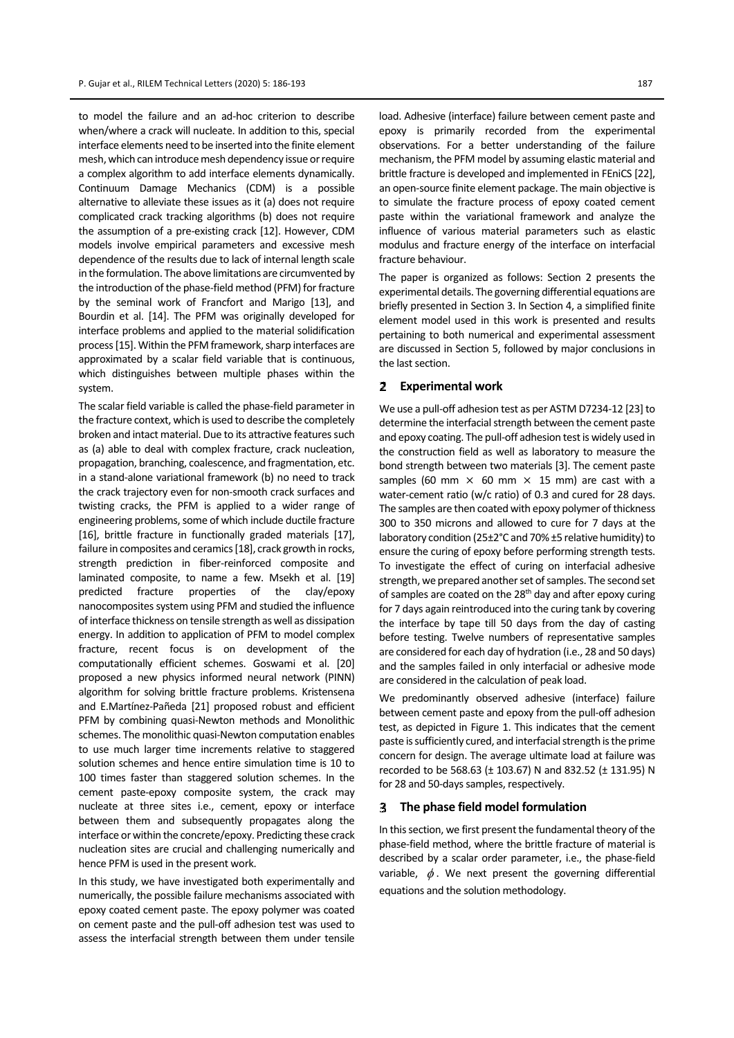to model the failure and an ad-hoc criterion to describe when/where a crack will nucleate. In addition to this, special interface elements need to be inserted into the finite element mesh, which can introduce mesh dependency issue or require a complex algorithm to add interface elements dynamically. Continuum Damage Mechanics (CDM) is a possible alternative to alleviate these issues as it (a) does not require complicated crack tracking algorithms (b) does not require the assumption of a pre-existing crack [12]. However, CDM models involve empirical parameters and excessive mesh dependence of the results due to lack of internal length scale in the formulation. The above limitations are circumvented by the introduction of the phase-field method (PFM) for fracture by the seminal work of Francfort and Marigo [13], and Bourdin et al. [14]. The PFM was originally developed for interface problems and applied to the material solidification process [15]. Within the PFM framework, sharp interfaces are approximated by a scalar field variable that is continuous, which distinguishes between multiple phases within the system.

The scalar field variable is called the phase-field parameter in the fracture context, which is used to describe the completely broken and intact material. Due to its attractive features such as (a) able to deal with complex fracture, crack nucleation, propagation, branching, coalescence, and fragmentation, etc. in a stand-alone variational framework (b) no need to track the crack trajectory even for non-smooth crack surfaces and twisting cracks, the PFM is applied to a wider range of engineering problems, some of which include ductile fracture [16], brittle fracture in functionally graded materials [17], failure in composites and ceramics [18], crack growth in rocks, strength prediction in fiber-reinforced composite and laminated composite, to name a few. Msekh et al. [19] predicted fracture properties of the clay/epoxy nanocomposites system using PFM and studied the influence of interface thickness on tensile strength as well as dissipation energy. In addition to application of PFM to model complex fracture, recent focus is on development of the computationally efficient schemes. Goswami et al. [20] proposed a new physics informed neural network (PINN) algorithm for solving brittle fracture problems. Kristensena and E.Martínez-Pañeda [21] proposed robust and efficient PFM by combining quasi-Newton methods and Monolithic schemes. The monolithic quasi-Newton computation enables to use much larger time increments relative to staggered solution schemes and hence entire simulation time is 10 to 100 times faster than staggered solution schemes. In the cement paste-epoxy composite system, the crack may nucleate at three sites i.e., cement, epoxy or interface between them and subsequently propagates along the interface or within the concrete/epoxy. Predicting these crack nucleation sites are crucial and challenging numerically and hence PFM is used in the present work.

In this study, we have investigated both experimentally and numerically, the possible failure mechanisms associated with epoxy coated cement paste. The epoxy polymer was coated on cement paste and the pull-off adhesion test was used to assess the interfacial strength between them under tensile load. Adhesive (interface) failure between cement paste and epoxy is primarily recorded from the experimental observations. For a better understanding of the failure mechanism, the PFM model by assuming elastic material and brittle fracture is developed and implemented in FEniCS [22], an open-source finite element package. The main objective is to simulate the fracture process of epoxy coated cement paste within the variational framework and analyze the influence of various material parameters such as elastic modulus and fracture energy of the interface on interfacial fracture behaviour.

The paper is organized as follows: Section 2 presents the experimental details. The governing differential equations are briefly presented in Section 3. In Section 4, a simplified finite element model used in this work is presented and results pertaining to both numerical and experimental assessment are discussed in Section 5, followed by major conclusions in the last section.

## 2 Experimental work

We use a pull-off adhesion test as per ASTM D7234-12 [23] to determine the interfacial strength between the cement paste and epoxy coating. The pull-off adhesion test is widely used in the construction field as well as laboratory to measure the bond strength between two materials [3]. The cement paste samples (60 mm $\times$ 60 mm $\times$ 15 mm) are cast with a water-cement ratio (w/c ratio) of 0.3 and cured for 28 days. The samples are then coated with epoxy polymer of thickness 300 to 350 microns and allowed to cure for 7 days at the laboratory condition (25±2°C and 70% ±5 relative humidity) to ensure the curing of epoxy before performing strength tests. To investigate the effect of curing on interfacial adhesive strength, we prepared another set of samples. The second set of samples are coated on the 28th day and after epoxy curing for 7 days again reintroduced into the curing tank by covering the interface by tape till 50 days from the day of casting before testing. Twelve numbers of representative samples are considered for each day of hydration (i.e., 28 and 50 days) and the samples failed in only interfacial or adhesive mode are considered in the calculation of peak load.

We predominantly observed adhesive (interface) failure between cement paste and epoxy from the pull-off adhesion test, as depicted in Figure 1. This indicates that the cement paste is sufficiently cured, and interfacial strength is the prime concern for design. The average ultimate load at failure was recorded to be 568.63 (± 103.67) N and 832.52 (± 131.95) N for 28 and 50-days samples, respectively.

## 3 The phase field model formulation

In this section, we first present the fundamental theory of the phase-field method, where the brittle fracture of material is described by a scalar order parameter, i.e., the phase-field variable, $\phi$. We next present the governing differential equations and the solution methodology.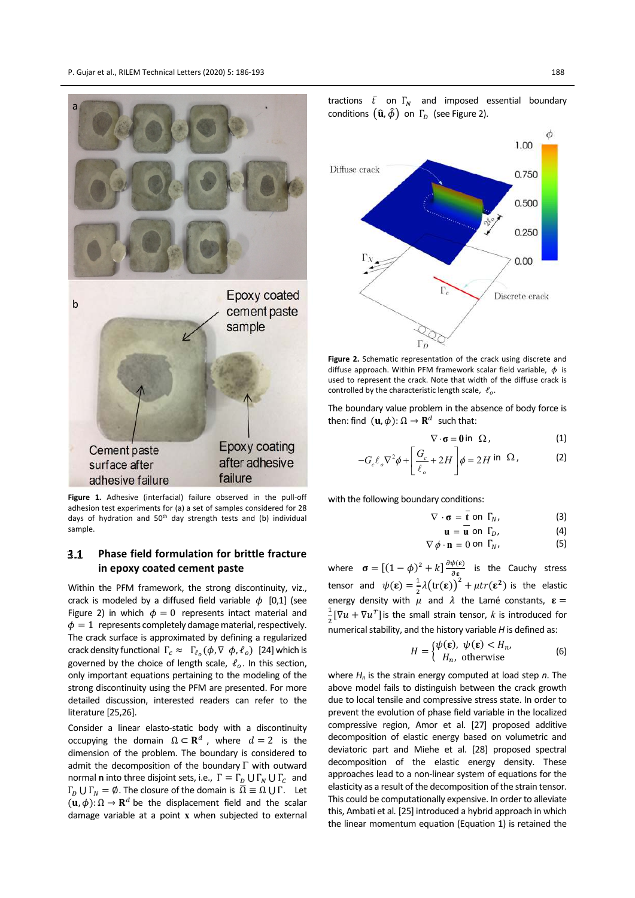**Figure 1.** Adhesive (interfacial) failure observed in the pull-off adhesion test experiments for (a) a set of samples considered for 28 days of hydration and 50[th] day strength tests and (b) individual sample.

## 3.1 Phase field formulation for brittle fracture in epoxy coated cement paste

Within the PFM framework, the strong discontinuity, viz., crack is modeled by a diffused field variable $\phi$ [0,1] (see Figure 2) in which $\phi = 0$ represents intact material and $\phi = 1$ represents completely damage material, respectively. The crack surface is approximated by defining a regularized crack density functional $\Gamma_c \approx \Gamma_{\ell_o}(\phi, \nabla\phi, \ell_o)$ [24] which is governed by the choice of length scale, $\ell_o$. In this section, only important equations pertaining to the modeling of the strong discontinuity using the PFM are presented. For more detailed discussion, interested readers can refer to the literature [25,26].

Consider a linear elasto-static body with a discontinuity occupying the domain $\Omega \subset \mathbf{R}^d$, where $d = 2$ is the dimension of the problem. The boundary is considered to admit the decomposition of the boundary $\Gamma$ with outward normal **n** into three disjoint sets, i.e., $\Gamma = \Gamma_D \cup \Gamma_N \cup \Gamma_C$ and $\Gamma_D \cup \Gamma_N = \emptyset$. The closure of the domain is $\bar{\Omega} \equiv \Omega \cup \Gamma$. Let $(\mathbf{u}, \phi): \Omega \to \mathbf{R}^d$ be the displacement field and the scalar damage variable at a point $\mathbf{x}$ when subjected to external tractions $\bar{t}$ on $\Gamma_N$ and imposed essential boundary conditions $(\hat{\mathbf{u}}, \hat{\phi})$ on $\Gamma_D$ (see Figure 2).

**Figure 2.** Schematic representation of the crack using discrete and diffuse approach. Within PFM framework scalar field variable, $\phi$ is used to represent the crack. Note that width of the diffuse crack is controlled by the characteristic length scale, $\ell_o$.

The boundary value problem in the absence of body force is then: find $(\mathbf{u}, \phi): \Omega \to \mathbf{R}^d$ such that:

$$\nabla \cdot \boldsymbol{\sigma} = \mathbf{0} \text{ in } \Omega, \tag{1}$$

$$-G_c \ell_o \nabla^2 \phi + \left[ \frac{G_c}{\ell_o} + 2H \right] \phi = 2H \text{ in } \Omega, \tag{2}$$

with the following boundary conditions:

$$\nabla \cdot \boldsymbol{\sigma} = \bar{\mathbf{t}} \text{ on } \Gamma_N, \tag{3}$$

$$\mathbf{u} = \bar{\mathbf{u}} \text{ on } \Gamma_D, \tag{4}$$

$$\nabla \phi \cdot \mathbf{n} = 0 \text{ on } \Gamma_N, \tag{5}$$

where $\boldsymbol{\sigma} = [(1-\phi)^2 + k] \frac{\partial \psi(\boldsymbol{\varepsilon})}{\partial \boldsymbol{\varepsilon}}$ is the Cauchy stress tensor and $\psi(\boldsymbol{\varepsilon}) = \frac{1}{2}\lambda(\mathrm{tr}(\boldsymbol{\varepsilon}))^2 + \mu tr(\boldsymbol{\varepsilon}^2)$ is the elastic energy density with $\mu$ and $\lambda$ the Lamé constants, $\boldsymbol{\varepsilon} = \frac{1}{2}[\nabla u + \nabla u^T]$ is the small strain tensor, $k$ is introduced for numerical stability, and the history variable $H$ is defined as:

$$H = \begin{cases} \psi(\boldsymbol{\varepsilon}), & \psi(\boldsymbol{\varepsilon}) < H_n, \\ H_n, & \text{otherwise} \end{cases} \tag{6}$$

where $H_n$ is the strain energy computed at load step $n$. The above model fails to distinguish between the crack growth due to local tensile and compressive stress state. In order to prevent the evolution of phase field variable in the localized compressive region, Amor et al. [27] proposed additive decomposition of elastic energy based on volumetric and deviatoric part and Miehe et al. [28] proposed spectral decomposition of the elastic energy density. These approaches lead to a non-linear system of equations for the elasticity as a result of the decomposition of the strain tensor. This could be computationally expensive. In order to alleviate this, Ambati et al. [25] introduced a hybrid approach in which the linear momentum equation (Equation 1) is retained the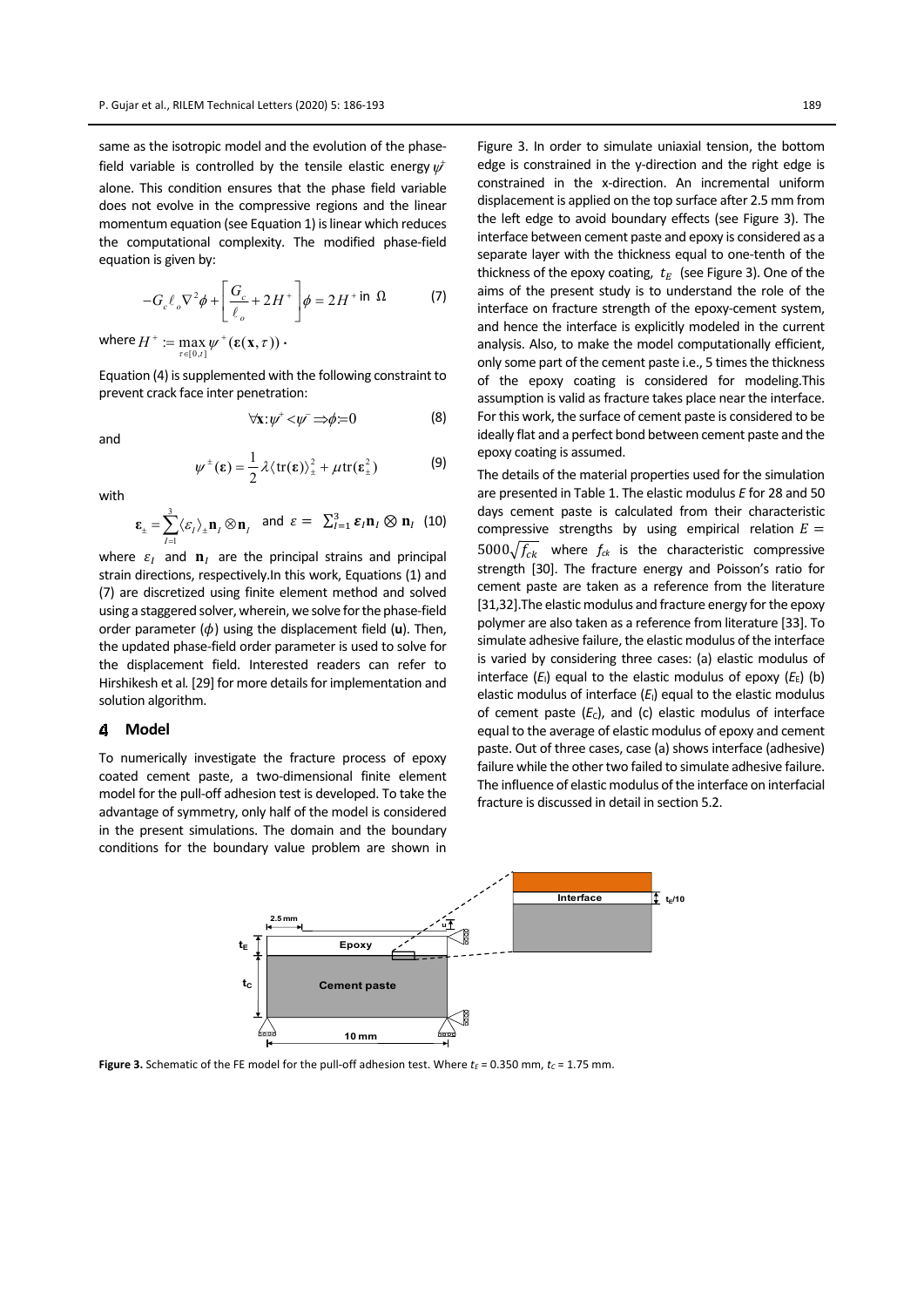same as the isotropic model and the evolution of the phase-field variable is controlled by the tensile elastic energy $\psi^{+}$ alone. This condition ensures that the phase field variable does not evolve in the compressive regions and the linear momentum equation (see Equation 1) is linear which reduces the computational complexity. The modified phase-field equation is given by:

$$-G_c \ell_o \nabla^2 \phi + \left[ \frac{G_c}{\ell_o} + 2H^{+} \right] \phi = 2H^{+} \text{ in } \Omega \tag{7}$$

where $H^{+} := \max_{\tau \in [0,t]} \psi^{+}(\boldsymbol{\varepsilon}(\mathbf{x}, \tau))$.

Equation (4) is supplemented with the following constraint to prevent crack face inter penetration:

$$\forall \mathbf{x}: \psi^{+} < \psi^{-} \Rightarrow \phi := 0 \tag{8}$$

and

$$\psi^{\pm}(\boldsymbol{\varepsilon}) = \frac{1}{2} \lambda \langle \mathrm{tr}(\boldsymbol{\varepsilon}) \rangle_{\pm}^{2} + \mu \mathrm{tr}(\boldsymbol{\varepsilon}_{\pm}^{2}) \tag{9}$$

with

$$\boldsymbol{\varepsilon}_{\pm} = \sum_{I=1}^{3} \langle \varepsilon_I \rangle_{\pm} \mathbf{n}_I \otimes \mathbf{n}_I \quad \text{and} \quad \varepsilon = \sum_{I=1}^{3} \boldsymbol{\varepsilon}_I \mathbf{n}_I \otimes \mathbf{n}_I \tag{10}$$

where $\varepsilon_I$ and $\mathbf{n}_I$ are the principal strains and principal strain directions, respectively.In this work, Equations (1) and (7) are discretized using finite element method and solved using a staggered solver, wherein, we solve for the phase-field order parameter ($\phi$) using the displacement field ($\mathbf{u}$). Then, the updated phase-field order parameter is used to solve for the displacement field. Interested readers can refer to Hirshikesh et al. [29] for more details for implementation and solution algorithm.

## 4 Model

To numerically investigate the fracture process of epoxy coated cement paste, a two-dimensional finite element model for the pull-off adhesion test is developed. To take the advantage of symmetry, only half of the model is considered in the present simulations. The domain and the boundary conditions for the boundary value problem are shown in Figure 3. In order to simulate uniaxial tension, the bottom edge is constrained in the y-direction and the right edge is constrained in the x-direction. An incremental uniform displacement is applied on the top surface after 2.5 mm from the left edge to avoid boundary effects (see Figure 3). The interface between cement paste and epoxy is considered as a separate layer with the thickness equal to one-tenth of the thickness of the epoxy coating, $t_E$ (see Figure 3). One of the aims of the present study is to understand the role of the interface on fracture strength of the epoxy-cement system, and hence the interface is explicitly modeled in the current analysis. Also, to make the model computationally efficient, only some part of the cement paste i.e., 5 times the thickness of the epoxy coating is considered for modeling.This assumption is valid as fracture takes place near the interface. For this work, the surface of cement paste is considered to be ideally flat and a perfect bond between cement paste and the epoxy coating is assumed.

The details of the material properties used for the simulation are presented in Table 1. The elastic modulus *E* for 28 and 50 days cement paste is calculated from their characteristic compressive strengths by using empirical relation $E = 5000\sqrt{f_{ck}}$ where $f_{ck}$ is the characteristic compressive strength [30]. The fracture energy and Poisson's ratio for cement paste are taken as a reference from the literature [31,32].The elastic modulus and fracture energy for the epoxy polymer are also taken as a reference from literature [33]. To simulate adhesive failure, the elastic modulus of the interface is varied by considering three cases: (a) elastic modulus of interface ($E_I$) equal to the elastic modulus of epoxy ($E_E$) (b) elastic modulus of interface ($E_I$) equal to the elastic modulus of cement paste ($E_C$), and (c) elastic modulus of interface equal to the average of elastic modulus of epoxy and cement paste. Out of three cases, case (a) shows interface (adhesive) failure while the other two failed to simulate adhesive failure. The influence of elastic modulus of the interface on interfacial fracture is discussed in detail in section 5.2.

**Figure 3.** Schematic of the FE model for the pull-off adhesion test. Where $t_E$ = 0.350 mm, $t_C$ = 1.75 mm.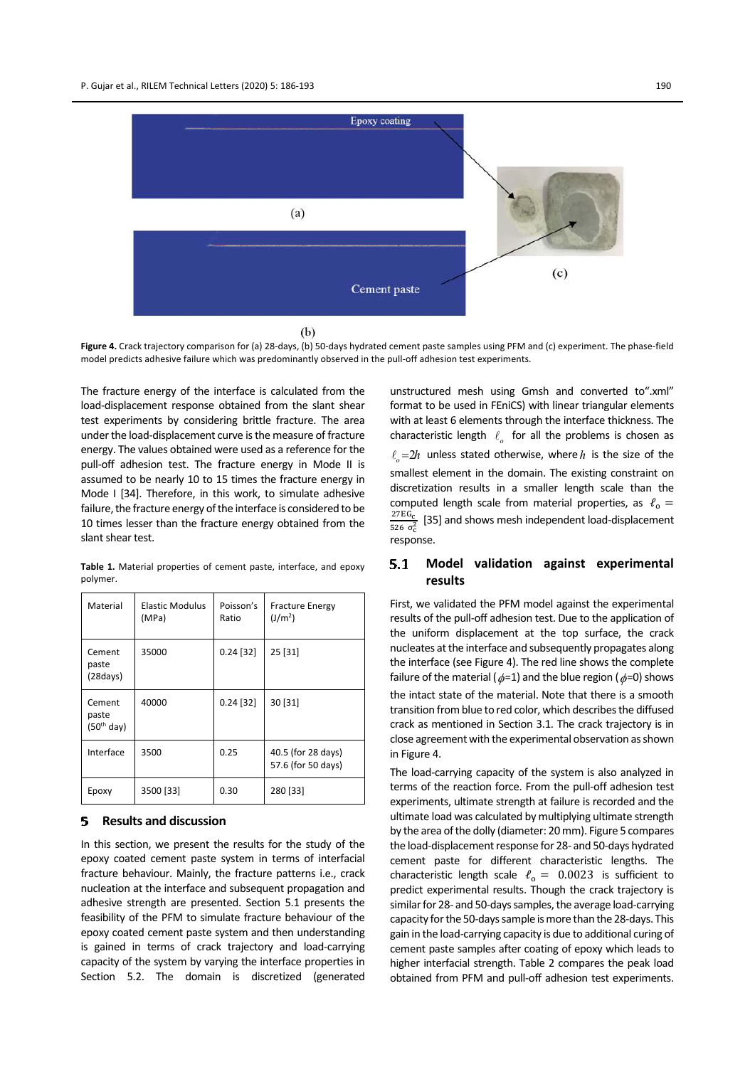Figure 4. Crack trajectory comparison for (a) 28-days, (b) 50-days hydrated cement paste samples using PFM and (c) experiment. The phase-field model predicts adhesive failure which was predominantly observed in the pull-off adhesion test experiments.

The fracture energy of the interface is calculated from the load-displacement response obtained from the slant shear test experiments by considering brittle fracture. The area under the load-displacement curve is the measure of fracture energy. The values obtained were used as a reference for the pull-off adhesion test. The fracture energy in Mode II is assumed to be nearly 10 to 15 times the fracture energy in Mode I [34]. Therefore, in this work, to simulate adhesive failure, the fracture energy of the interface is considered to be 10 times lesser than the fracture energy obtained from the slant shear test.

**Table 1.** Material properties of cement paste, interface, and epoxy polymer.

| Material | Elastic Modulus (MPa) | Poisson's Ratio | Fracture Energy (J/m$^2$) |
|---|---|---|---|
| Cement paste (28days) | 35000 | 0.24 [32] | 25 [31] |
| Cement paste (50th day) | 40000 | 0.24 [32] | 30 [31] |
| Interface | 3500 | 0.25 | 40.5 (for 28 days) 57.6 (for 50 days) |
| Epoxy | 3500 [33] | 0.30 | 280 [33] |

## 5 Results and discussion

In this section, we present the results for the study of the epoxy coated cement paste system in terms of interfacial fracture behaviour. Mainly, the fracture patterns i.e., crack nucleation at the interface and subsequent propagation and adhesive strength are presented. Section 5.1 presents the feasibility of the PFM to simulate fracture behaviour of the epoxy coated cement paste system and then understanding is gained in terms of crack trajectory and load-carrying capacity of the system by varying the interface properties in Section 5.2. The domain is discretized (generated unstructured mesh using Gmsh and converted to".xml" format to be used in FEniCS) with linear triangular elements with at least 6 elements through the interface thickness. The characteristic length $\ell_o$ for all the problems is chosen as $\ell_o = 2h$ unless stated otherwise, where $h$ is the size of the smallest element in the domain. The existing constraint on discretization results in a smaller length scale than the computed length scale from material properties, as $\ell_o = \frac{27 E G_c}{526\ \sigma_c^2}$ [35] and shows mesh independent load-displacement response.

### 5.1 Model validation against experimental results

First, we validated the PFM model against the experimental results of the pull-off adhesion test. Due to the application of the uniform displacement at the top surface, the crack nucleates at the interface and subsequently propagates along the interface (see Figure 4). The red line shows the complete failure of the material ($\phi$=1) and the blue region ($\phi$=0) shows the intact state of the material. Note that there is a smooth transition from blue to red color, which describes the diffused crack as mentioned in Section 3.1. The crack trajectory is in close agreement with the experimental observation as shown in Figure 4.

The load-carrying capacity of the system is also analyzed in terms of the reaction force. From the pull-off adhesion test experiments, ultimate strength at failure is recorded and the ultimate load was calculated by multiplying ultimate strength by the area of the dolly (diameter: 20 mm). Figure 5 compares the load-displacement response for 28- and 50-days hydrated cement paste for different characteristic lengths. The characteristic length scale $\ell_o = 0.0023$ is sufficient to predict experimental results. Though the crack trajectory is similar for 28- and 50-days samples, the average load-carrying capacity for the 50-days sample is more than the 28-days. This gain in the load-carrying capacity is due to additional curing of cement paste samples after coating of epoxy which leads to higher interfacial strength. Table 2 compares the peak load obtained from PFM and pull-off adhesion test experiments.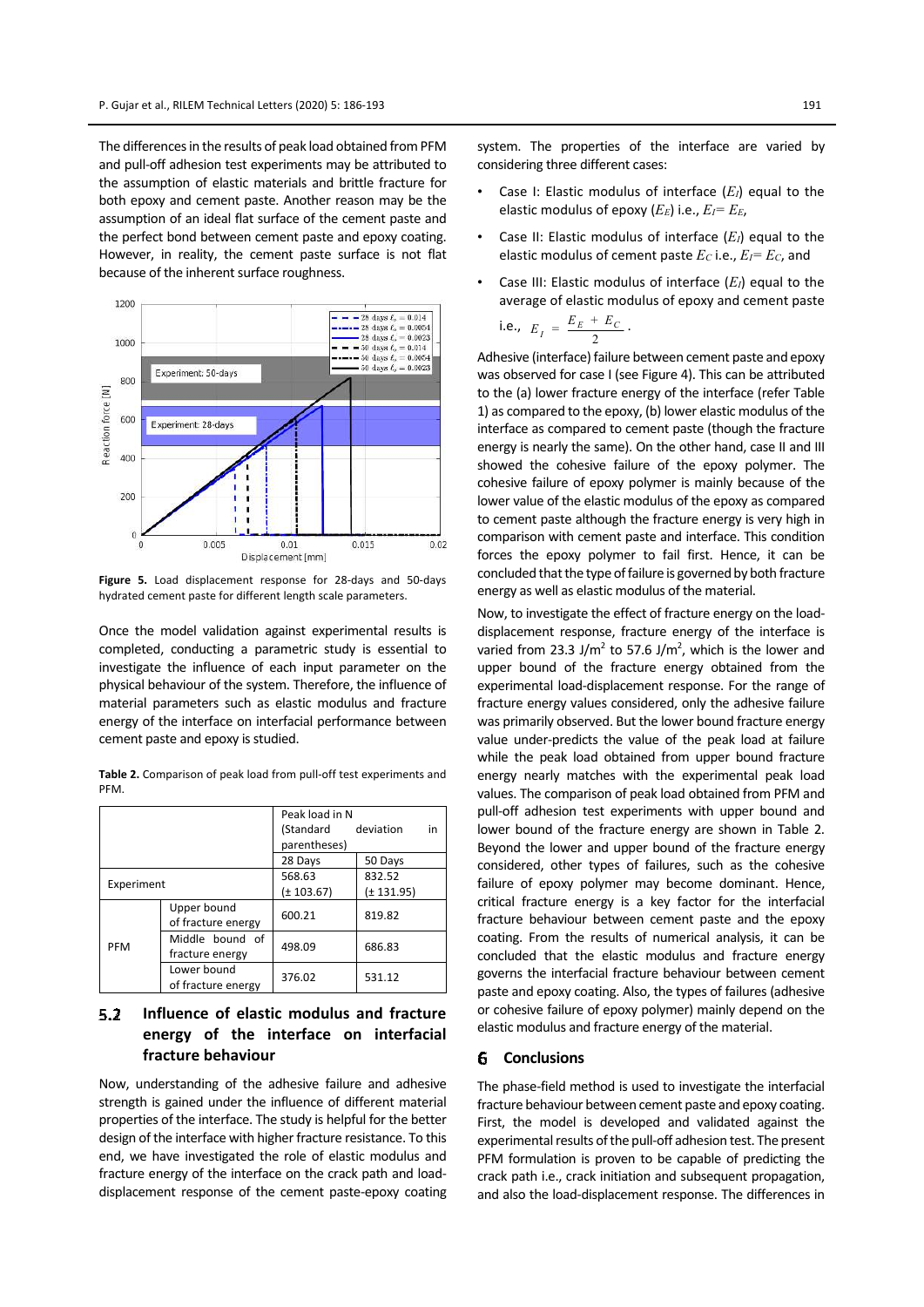The differences in the results of peak load obtained from PFM and pull-off adhesion test experiments may be attributed to the assumption of elastic materials and brittle fracture for both epoxy and cement paste. Another reason may be the assumption of an ideal flat surface of the cement paste and the perfect bond between cement paste and epoxy coating. However, in reality, the cement paste surface is not flat because of the inherent surface roughness.

**Figure 5.** Load displacement response for 28-days and 50-days hydrated cement paste for different length scale parameters.

Once the model validation against experimental results is completed, conducting a parametric study is essential to investigate the influence of each input parameter on the physical behaviour of the system. Therefore, the influence of material parameters such as elastic modulus and fracture energy of the interface on interfacial performance between cement paste and epoxy is studied.

**Table 2.** Comparison of peak load from pull-off test experiments and PFM.

| | | Peak load in N (Standard deviation in parentheses) | |
|---|---|---|---|
| | | 28 Days | 50 Days |
| Experiment | | 568.63 (± 103.67) | 832.52 (± 131.95) |
| PFM | Upper bound of fracture energy | 600.21 | 819.82 |
| | Middle bound of fracture energy | 498.09 | 686.83 |
| | Lower bound of fracture energy | 376.02 | 531.12 |

## 5.2 Influence of elastic modulus and fracture energy of the interface on interfacial fracture behaviour

Now, understanding of the adhesive failure and adhesive strength is gained under the influence of different material properties of the interface. The study is helpful for the better design of the interface with higher fracture resistance. To this end, we have investigated the role of elastic modulus and fracture energy of the interface on the crack path and load-displacement response of the cement paste-epoxy coating system. The properties of the interface are varied by considering three different cases:

- Case I: Elastic modulus of interface ($E_I$) equal to the elastic modulus of epoxy ($E_E$) i.e., $E_I = E_E$,
- Case II: Elastic modulus of interface ($E_I$) equal to the elastic modulus of cement paste $E_C$ i.e., $E_I = E_C$, and
- Case III: Elastic modulus of interface ($E_I$) equal to the average of elastic modulus of epoxy and cement paste i.e., $E_I = \dfrac{E_E + E_C}{2}$.

Adhesive (interface) failure between cement paste and epoxy was observed for case I (see Figure 4). This can be attributed to the (a) lower fracture energy of the interface (refer Table 1) as compared to the epoxy, (b) lower elastic modulus of the interface as compared to cement paste (though the fracture energy is nearly the same). On the other hand, case II and III showed the cohesive failure of the epoxy polymer. The cohesive failure of epoxy polymer is mainly because of the lower value of the elastic modulus of the epoxy as compared to cement paste although the fracture energy is very high in comparison with cement paste and interface. This condition forces the epoxy polymer to fail first. Hence, it can be concluded that the type of failure is governed by both fracture energy as well as elastic modulus of the material.

Now, to investigate the effect of fracture energy on the load-displacement response, fracture energy of the interface is varied from 23.3 J/m$^2$ to 57.6 J/m$^2$, which is the lower and upper bound of the fracture energy obtained from the experimental load-displacement response. For the range of fracture energy values considered, only the adhesive failure was primarily observed. But the lower bound fracture energy value under-predicts the value of the peak load at failure while the peak load obtained from upper bound fracture energy nearly matches with the experimental peak load values. The comparison of peak load obtained from PFM and pull-off adhesion test experiments with upper bound and lower bound of the fracture energy are shown in Table 2. Beyond the lower and upper bound of the fracture energy considered, other types of failures, such as the cohesive failure of epoxy polymer may become dominant. Hence, critical fracture energy is a key factor for the interfacial fracture behaviour between cement paste and the epoxy coating. From the results of numerical analysis, it can be concluded that the elastic modulus and fracture energy governs the interfacial fracture behaviour between cement paste and epoxy coating. Also, the types of failures (adhesive or cohesive failure of epoxy polymer) mainly depend on the elastic modulus and fracture energy of the material.

## 6 Conclusions

The phase-field method is used to investigate the interfacial fracture behaviour between cement paste and epoxy coating. First, the model is developed and validated against the experimental results of the pull-off adhesion test. The present PFM formulation is proven to be capable of predicting the crack path i.e., crack initiation and subsequent propagation, and also the load-displacement response. The differences in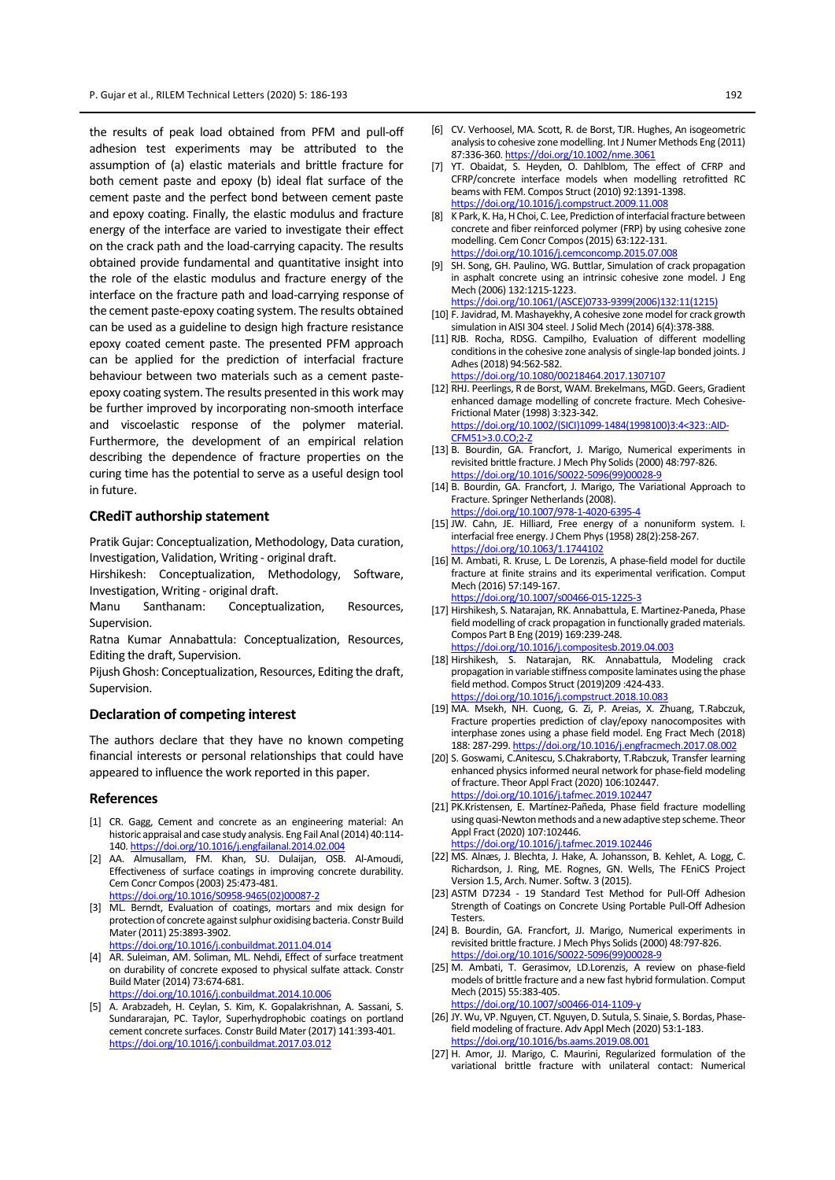the results of peak load obtained from PFM and pull-off adhesion test experiments may be attributed to the assumption of (a) elastic materials and brittle fracture for both cement paste and epoxy (b) ideal flat surface of the cement paste and the perfect bond between cement paste and epoxy coating. Finally, the elastic modulus and fracture energy of the interface are varied to investigate their effect on the crack path and the load-carrying capacity. The results obtained provide fundamental and quantitative insight into the role of the elastic modulus and fracture energy of the interface on the fracture path and load-carrying response of the cement paste-epoxy coating system. The results obtained can be used as a guideline to design high fracture resistance epoxy coated cement paste. The presented PFM approach can be applied for the prediction of interfacial fracture behaviour between two materials such as a cement paste-epoxy coating system. The results presented in this work may be further improved by incorporating non-smooth interface and viscoelastic response of the polymer material. Furthermore, the development of an empirical relation describing the dependence of fracture properties on the curing time has the potential to serve as a useful design tool in future.

### CRediT authorship statement

Pratik Gujar: Conceptualization, Methodology, Data curation, Investigation, Validation, Writing - original draft.
Hirshikesh: Conceptualization, Methodology, Software, Investigation, Writing - original draft.
Manu Santhanam: Conceptualization, Resources, Supervision.
Ratna Kumar Annabattula: Conceptualization, Resources, Editing the draft, Supervision.
Pijush Ghosh: Conceptualization, Resources, Editing the draft, Supervision.

### Declaration of competing interest

The authors declare that they have no known competing financial interests or personal relationships that could have appeared to influence the work reported in this paper.

### References

[1] CR. Gagg, Cement and concrete as an engineering material: An historic appraisal and case study analysis. Eng Fail Anal (2014) 40:114-140. https://doi.org/10.1016/j.engfailanal.2014.02.004

[2] AA. Almusallam, FM. Khan, SU. Dulaijan, OSB. Al-Amoudi, Effectiveness of surface coatings in improving concrete durability. Cem Concr Compos (2003) 25:473-481. https://doi.org/10.1016/S0958-9465(02)00087-2

[3] ML. Berndt, Evaluation of coatings, mortars and mix design for protection of concrete against sulphur oxidising bacteria. Constr Build Mater (2011) 25:3893-3902. https://doi.org/10.1016/j.conbuildmat.2011.04.014

[4] AR. Suleiman, AM. Soliman, ML. Nehdi, Effect of surface treatment on durability of concrete exposed to physical sulfate attack. Constr Build Mater (2014) 73:674-681. https://doi.org/10.1016/j.conbuildmat.2014.10.006

[5] A. Arabzadeh, H. Ceylan, S. Kim, K. Gopalakrishnan, A. Sassani, S. Sundararajan, PC. Taylor, Superhydrophobic coatings on portland cement concrete surfaces. Constr Build Mater (2017) 141:393-401. https://doi.org/10.1016/j.conbuildmat.2017.03.012

[6] CV. Verhoosel, MA. Scott, R. de Borst, TJR. Hughes, An isogeometric analysis to cohesive zone modelling. Int J Numer Methods Eng (2011) 87:336-360. https://doi.org/10.1002/nme.3061

[7] YT. Obaidat, S. Heyden, O. Dahlblom, The effect of CFRP and CFRP/concrete interface models when modelling retrofitted RC beams with FEM. Compos Struct (2010) 92:1391-1398. https://doi.org/10.1016/j.compstruct.2009.11.008

[8] K Park, K. Ha, H Choi, C. Lee, Prediction of interfacial fracture between concrete and fiber reinforced polymer (FRP) by using cohesive zone modelling. Cem Concr Compos (2015) 63:122-131. https://doi.org/10.1016/j.cemconcomp.2015.07.008

[9] SH. Song, GH. Paulino, WG. Buttlar, Simulation of crack propagation in asphalt concrete using an intrinsic cohesive zone model. J Eng Mech (2006) 132:1215-1223. https://doi.org/10.1061/(ASCE)0733-9399(2006)132:11(1215)

[10] F. Javidrad, M. Mashayekhy, A cohesive zone model for crack growth simulation in AISI 304 steel. J Solid Mech (2014) 6(4):378-388.

[11] RJB. Rocha, RDSG. Campilho, Evaluation of different modelling conditions in the cohesive zone analysis of single-lap bonded joints. J Adhes (2018) 94:562-582. https://doi.org/10.1080/00218464.2017.1307107

[12] RHJ. Peerlings, R de Borst, WAM. Brekelmans, MGD. Geers, Gradient enhanced damage modelling of concrete fracture. Mech Cohesive-Frictional Mater (1998) 3:323-342. https://doi.org/10.1002/(SICI)1099-1484(1998100)3:4<323::AID-CFM51>3.0.CO;2-Z

[13] B. Bourdin, GA. Francfort, J. Marigo, Numerical experiments in revisited brittle fracture. J Mech Phy Solids (2000) 48:797-826. https://doi.org/10.1016/S0022-5096(99)00028-9

[14] B. Bourdin, GA. Francfort, J. Marigo, The Variational Approach to Fracture. Springer Netherlands (2008). https://doi.org/10.1007/978-1-4020-6395-4

[15] JW. Cahn, JE. Hilliard, Free energy of a nonuniform system. I. interfacial free energy. J Chem Phys (1958) 28(2):258-267. https://doi.org/10.1063/1.1744102

[16] M. Ambati, R. Kruse, L. De Lorenzis, A phase-field model for ductile fracture at finite strains and its experimental verification. Comput Mech (2016) 57:149-167. https://doi.org/10.1007/s00466-015-1225-3

[17] Hirshikesh, S. Natarajan, RK. Annabattula, E. Martinez-Paneda, Phase field modelling of crack propagation in functionally graded materials. Compos Part B Eng (2019) 169:239-248. https://doi.org/10.1016/j.compositesb.2019.04.003

[18] Hirshikesh, S. Natarajan, RK. Annabattula, Modeling crack propagation in variable stiffness composite laminates using the phase field method. Compos Struct (2019)209 :424-433. https://doi.org/10.1016/j.compstruct.2018.10.083

[19] MA. Msekh, NH. Cuong, G. Zi, P. Areias, X. Zhuang, T.Rabczuk, Fracture properties prediction of clay/epoxy nanocomposites with interphase zones using a phase field model. Eng Fract Mech (2018) 188: 287-299. https://doi.org/10.1016/j.engfracmech.2017.08.002

[20] S. Goswami, C.Anitescu, S.Chakraborty, T.Rabczuk, Transfer learning enhanced physics informed neural network for phase-field modeling of fracture. Theor Appl Fract (2020) 106:102447. https://doi.org/10.1016/j.tafmec.2019.102447

[21] PK.Kristensen, E. Martínez-Pañeda, Phase field fracture modelling using quasi-Newton methods and a new adaptive step scheme. Theor Appl Fract (2020) 107:102446. https://doi.org/10.1016/j.tafmec.2019.102446

[22] MS. Alnæs, J. Blechta, J. Hake, A. Johansson, B. Kehlet, A. Logg, C. Richardson, J. Ring, ME. Rognes, GN. Wells, The FEniCS Project Version 1.5, Arch. Numer. Softw. 3 (2015).

[23] ASTM D7234 - 19 Standard Test Method for Pull-Off Adhesion Strength of Coatings on Concrete Using Portable Pull-Off Adhesion Testers.

[24] B. Bourdin, GA. Francfort, JJ. Marigo, Numerical experiments in revisited brittle fracture. J Mech Phys Solids (2000) 48:797-826. https://doi.org/10.1016/S0022-5096(99)00028-9

[25] M. Ambati, T. Gerasimov, LD.Lorenzis, A review on phase-field models of brittle fracture and a new fast hybrid formulation. Comput Mech (2015) 55:383-405. https://doi.org/10.1007/s00466-014-1109-y

[26] JY. Wu, VP. Nguyen, CT. Nguyen, D. Sutula, S. Sinaie, S. Bordas, Phase-field modeling of fracture. Adv Appl Mech (2020) 53:1-183. https://doi.org/10.1016/bs.aams.2019.08.001

[27] H. Amor, JJ. Marigo, C. Maurini, Regularized formulation of the variational brittle fracture with unilateral contact: Numerical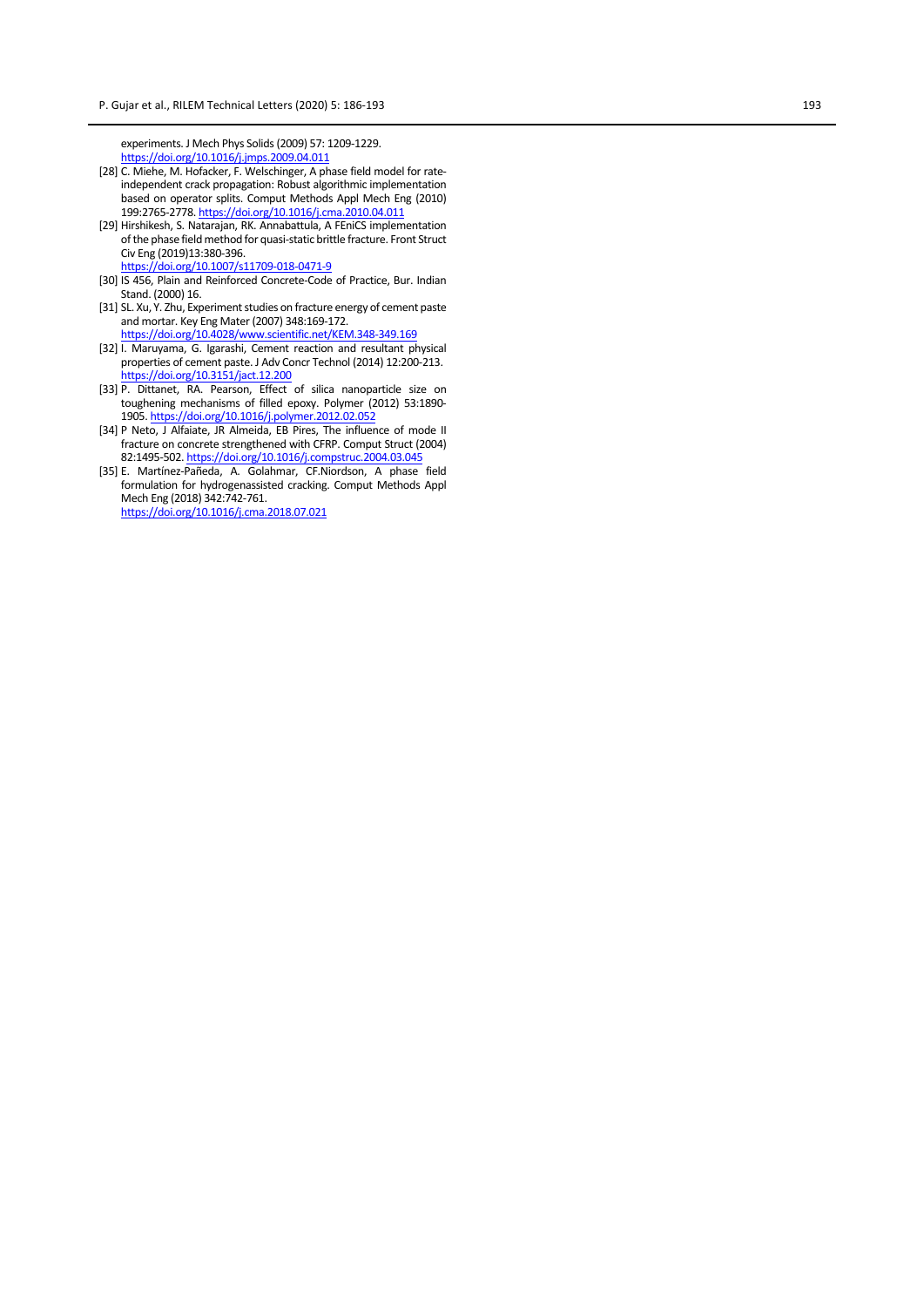experiments. J Mech Phys Solids (2009) 57: 1209-1229. https://doi.org/10.1016/j.jmps.2009.04.011

[28] C. Miehe, M. Hofacker, F. Welschinger, A phase field model for rate-independent crack propagation: Robust algorithmic implementation based on operator splits. Comput Methods Appl Mech Eng (2010) 199:2765-2778. https://doi.org/10.1016/j.cma.2010.04.011

[29] Hirshikesh, S. Natarajan, RK. Annabattula, A FEniCS implementation of the phase field method for quasi-static brittle fracture. Front Struct Civ Eng (2019)13:380-396. https://doi.org/10.1007/s11709-018-0471-9

[30] IS 456, Plain and Reinforced Concrete-Code of Practice, Bur. Indian Stand. (2000) 16.

[31] SL. Xu, Y. Zhu, Experiment studies on fracture energy of cement paste and mortar. Key Eng Mater (2007) 348:169-172. https://doi.org/10.4028/www.scientific.net/KEM.348-349.169

[32] I. Maruyama, G. Igarashi, Cement reaction and resultant physical properties of cement paste. J Adv Concr Technol (2014) 12:200-213. https://doi.org/10.3151/jact.12.200

[33] P. Dittanet, RA. Pearson, Effect of silica nanoparticle size on toughening mechanisms of filled epoxy. Polymer (2012) 53:1890-1905. https://doi.org/10.1016/j.polymer.2012.02.052

[34] P Neto, J Alfaiate, JR Almeida, EB Pires, The influence of mode II fracture on concrete strengthened with CFRP. Comput Struct (2004) 82:1495-502. https://doi.org/10.1016/j.compstruc.2004.03.045

[35] E. Martínez-Pañeda, A. Golahmar, CF.Niordson, A phase field formulation for hydrogenassisted cracking. Comput Methods Appl Mech Eng (2018) 342:742-761. https://doi.org/10.1016/j.cma.2018.07.021